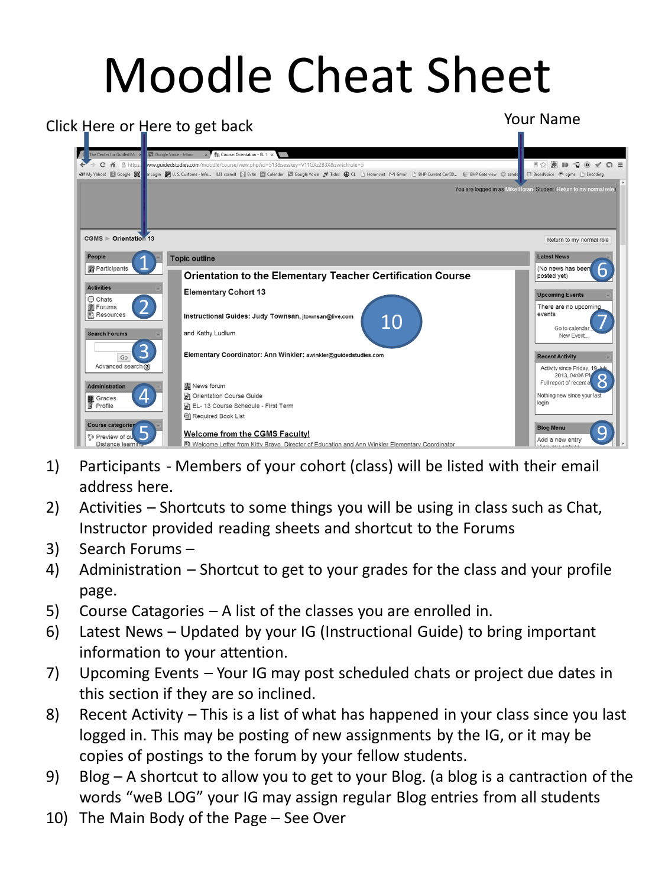# Moodle Cheat Sheet

Click Here or Here to get back

Your Name

1) Participants - Members of your cohort (class) will be listed with their email address here.
2) Activities – Shortcuts to some things you will be using in class such as Chat, Instructor provided reading sheets and shortcut to the Forums
3) Search Forums –
4) Administration – Shortcut to get to your grades for the class and your profile page.
5) Course Catagories – A list of the classes you are enrolled in.
6) Latest News – Updated by your IG (Instructional Guide) to bring important information to your attention.
7) Upcoming Events – Your IG may post scheduled chats or project due dates in this section if they are so inclined.
8) Recent Activity – This is a list of what has happened in your class since you last logged in. This may be posting of new assignments by the IG, or it may be copies of postings to the forum by your fellow students.
9) Blog – A shortcut to allow you to get to your Blog. (a blog is a cantraction of the words “weB LOG” your IG may assign regular Blog entries from all students
10) The Main Body of the Page – See Over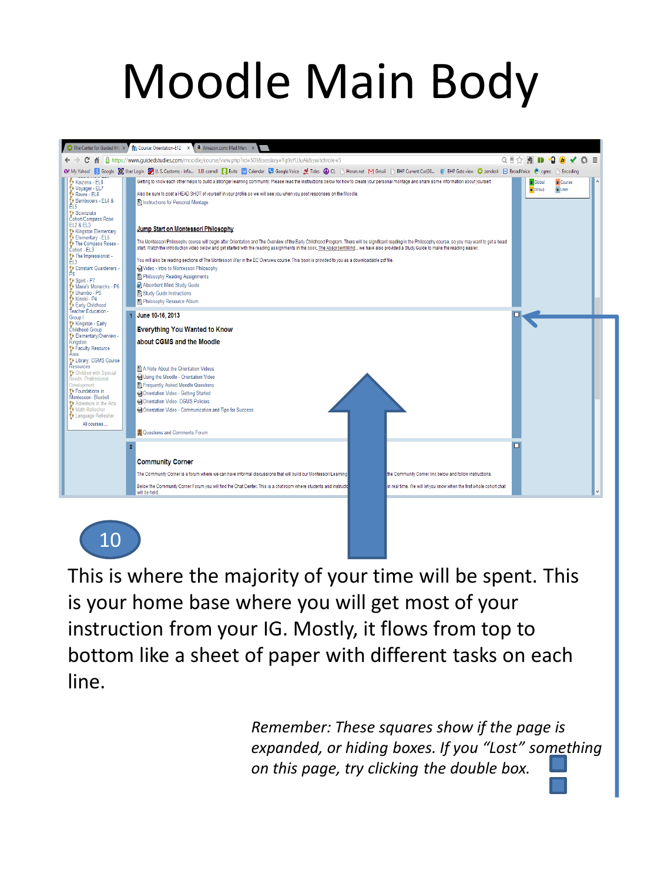# Moodle Main Body

10

This is where the majority of your time will be spent. This is your home base where you will get most of your instruction from your IG. Mostly, it flows from top to bottom like a sheet of paper with different tasks on each line.

*Remember: These squares show if the page is expanded, or hiding boxes. If you “Lost” something on this page, try clicking the double box.*